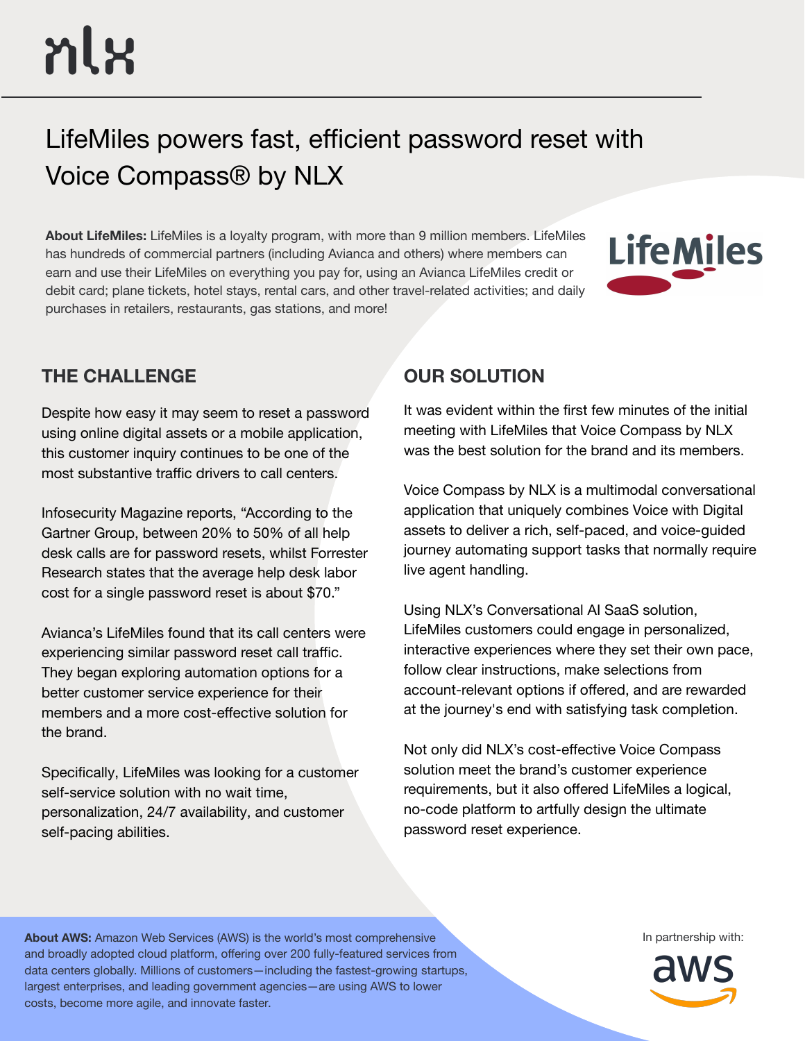# LifeMiles powers fast, efficient password reset with Voice Compass® by NLX

**About LifeMiles:** LifeMiles is a loyalty program, with more than 9 million members. LifeMiles has hundreds of commercial partners (including Avianca and others) where members can earn and use their LifeMiles on everything you pay for, using an Avianca LifeMiles credit or debit card; plane tickets, hotel stays, rental cars, and other travel-related activities; and daily purchases in retailers, restaurants, gas stations, and more!

## THE CHALLENGE

Despite how easy it may seem to reset a password using online digital assets or a mobile application, this customer inquiry continues to be one of the most substantive traffic drivers to call centers.

Infosecurity Magazine reports, "According to the Gartner Group, between 20% to 50% of all help desk calls are for password resets, whilst Forrester Research states that the average help desk labor cost for a single password reset is about $70."

Avianca's LifeMiles found that its call centers were experiencing similar password reset call traffic. They began exploring automation options for a better customer service experience for their members and a more cost-effective solution for the brand.

Specifically, LifeMiles was looking for a customer self-service solution with no wait time, personalization, 24/7 availability, and customer self-pacing abilities.

## OUR SOLUTION

It was evident within the first few minutes of the initial meeting with LifeMiles that Voice Compass by NLX was the best solution for the brand and its members.

Voice Compass by NLX is a multimodal conversational application that uniquely combines Voice with Digital assets to deliver a rich, self-paced, and voice-guided journey automating support tasks that normally require live agent handling.

Using NLX's Conversational AI SaaS solution, LifeMiles customers could engage in personalized, interactive experiences where they set their own pace, follow clear instructions, make selections from account-relevant options if offered, and are rewarded at the journey's end with satisfying task completion.

Not only did NLX's cost-effective Voice Compass solution meet the brand's customer experience requirements, but it also offered LifeMiles a logical, no-code platform to artfully design the ultimate password reset experience.

**About AWS:** Amazon Web Services (AWS) is the world's most comprehensive and broadly adopted cloud platform, offering over 200 fully-featured services from data centers globally. Millions of customers—including the fastest-growing startups, largest enterprises, and leading government agencies—are using AWS to lower costs, become more agile, and innovate faster.

In partnership with: aws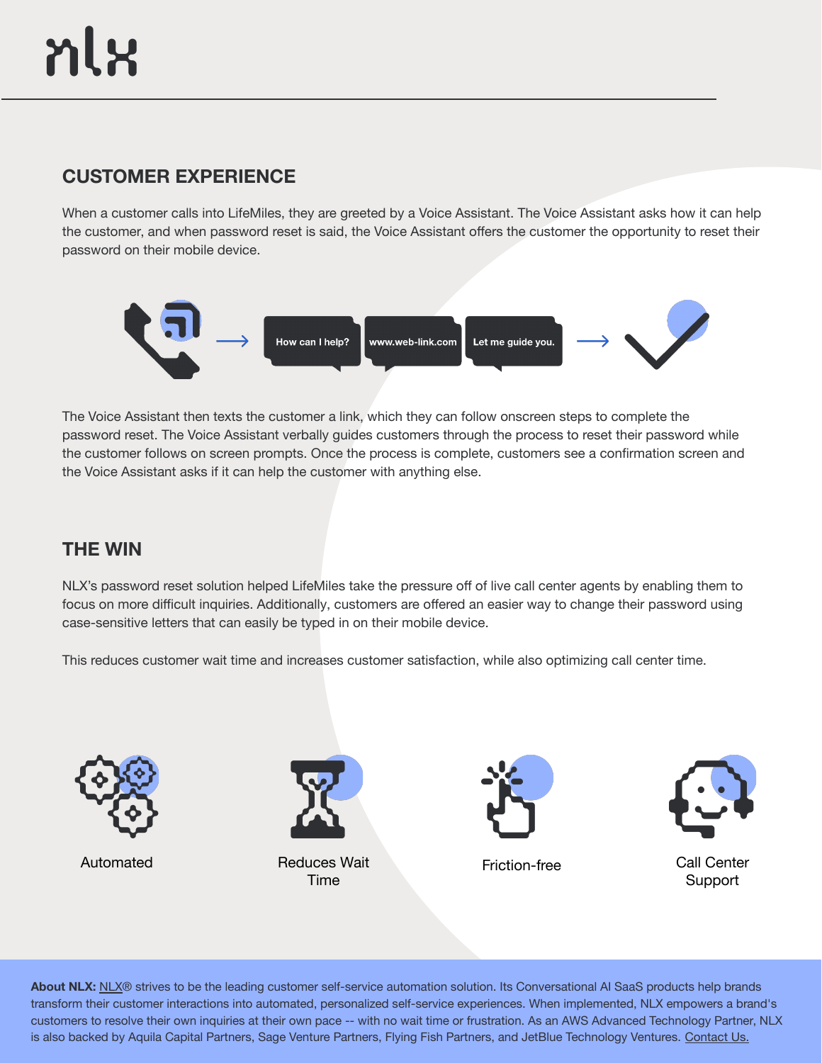## CUSTOMER EXPERIENCE

When a customer calls into LifeMiles, they are greeted by a Voice Assistant. The Voice Assistant asks how it can help the customer, and when password reset is said, the Voice Assistant offers the customer the opportunity to reset their password on their mobile device.

How can I help? → www.web-link.com → Let me guide you.

The Voice Assistant then texts the customer a link, which they can follow onscreen steps to complete the password reset. The Voice Assistant verbally guides customers through the process to reset their password while the customer follows on screen prompts. Once the process is complete, customers see a confirmation screen and the Voice Assistant asks if it can help the customer with anything else.

## THE WIN

NLX's password reset solution helped LifeMiles take the pressure off of live call center agents by enabling them to focus on more difficult inquiries. Additionally, customers are offered an easier way to change their password using case-sensitive letters that can easily be typed in on their mobile device.

This reduces customer wait time and increases customer satisfaction, while also optimizing call center time.

Automated

Reduces Wait Time

Friction-free

Call Center Support

**About NLX:** NLX® strives to be the leading customer self-service automation solution. Its Conversational AI SaaS products help brands transform their customer interactions into automated, personalized self-service experiences. When implemented, NLX empowers a brand's customers to resolve their own inquiries at their own pace -- with no wait time or frustration. As an AWS Advanced Technology Partner, NLX is also backed by Aquila Capital Partners, Sage Venture Partners, Flying Fish Partners, and JetBlue Technology Ventures. Contact Us.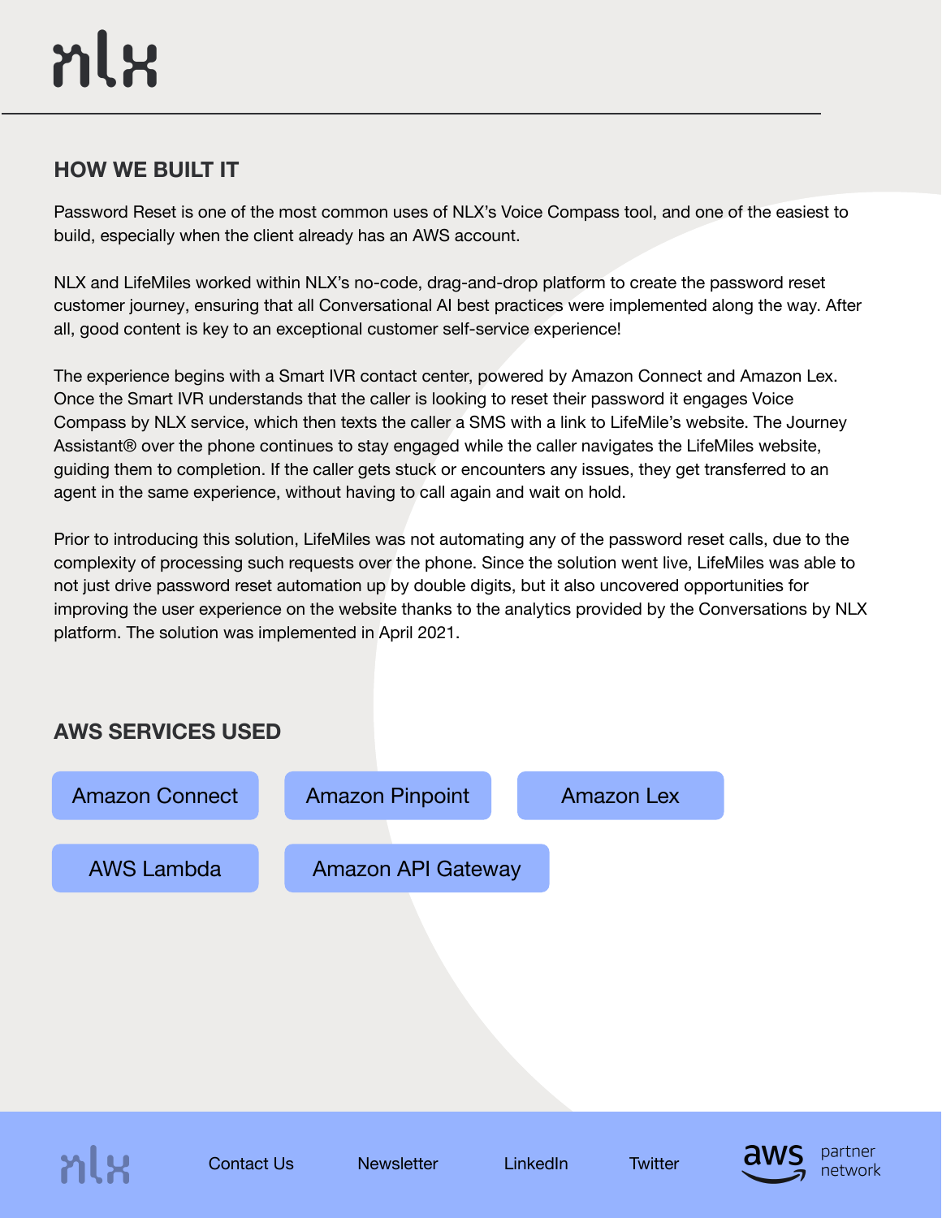## HOW WE BUILT IT

Password Reset is one of the most common uses of NLX's Voice Compass tool, and one of the easiest to build, especially when the client already has an AWS account.

NLX and LifeMiles worked within NLX's no-code, drag-and-drop platform to create the password reset customer journey, ensuring that all Conversational AI best practices were implemented along the way. After all, good content is key to an exceptional customer self-service experience!

The experience begins with a Smart IVR contact center, powered by Amazon Connect and Amazon Lex. Once the Smart IVR understands that the caller is looking to reset their password it engages Voice Compass by NLX service, which then texts the caller a SMS with a link to LifeMile's website. The Journey Assistant® over the phone continues to stay engaged while the caller navigates the LifeMiles website, guiding them to completion. If the caller gets stuck or encounters any issues, they get transferred to an agent in the same experience, without having to call again and wait on hold.

Prior to introducing this solution, LifeMiles was not automating any of the password reset calls, due to the complexity of processing such requests over the phone. Since the solution went live, LifeMiles was able to not just drive password reset automation up by double digits, but it also uncovered opportunities for improving the user experience on the website thanks to the analytics provided by the Conversations by NLX platform. The solution was implemented in April 2021.

## AWS SERVICES USED

- Amazon Connect
- Amazon Pinpoint
- Amazon Lex
- AWS Lambda
- Amazon API Gateway

Contact Us | Newsletter | LinkedIn | Twitter

aws partner network